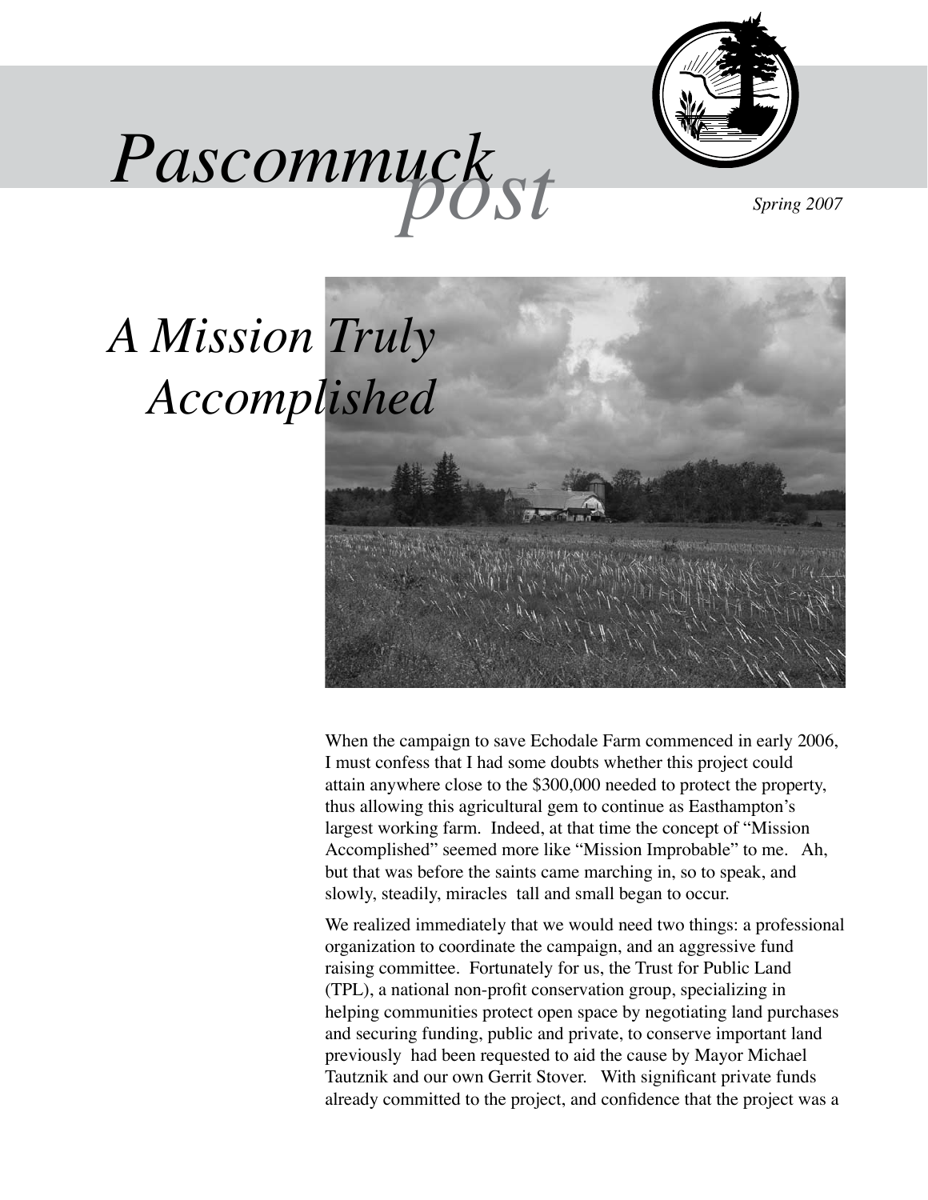# Pascommuck *post*

*Spring 2007*

## *A Mission Truly Accomplished*

When the campaign to save Echodale Farm commenced in early 2006, I must confess that I had some doubts whether this project could attain anywhere close to the $300,000 needed to protect the property, thus allowing this agricultural gem to continue as Easthampton's largest working farm. Indeed, at that time the concept of "Mission Accomplished" seemed more like "Mission Improbable" to me. Ah, but that was before the saints came marching in, so to speak, and slowly, steadily, miracles tall and small began to occur.

We realized immediately that we would need two things: a professional organization to coordinate the campaign, and an aggressive fund raising committee. Fortunately for us, the Trust for Public Land (TPL), a national non-profit conservation group, specializing in helping communities protect open space by negotiating land purchases and securing funding, public and private, to conserve important land previously had been requested to aid the cause by Mayor Michael Tautznik and our own Gerrit Stover. With significant private funds already committed to the project, and confidence that the project was a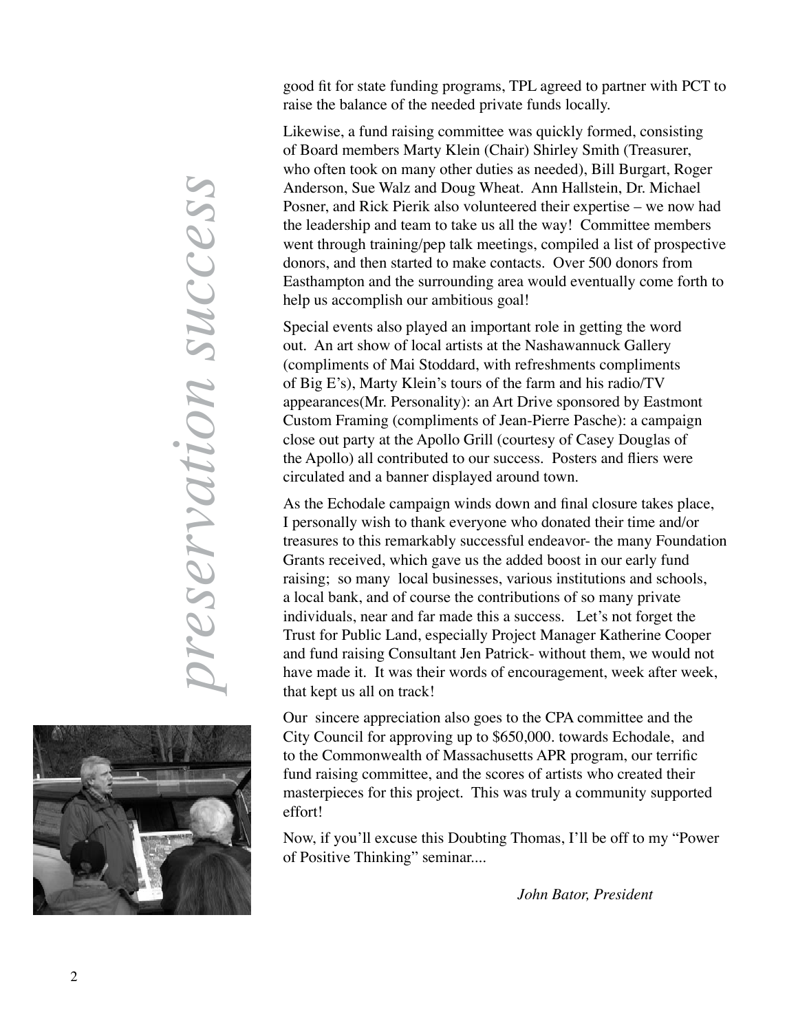*preservation success*

good fit for state funding programs, TPL agreed to partner with PCT to raise the balance of the needed private funds locally.

Likewise, a fund raising committee was quickly formed, consisting of Board members Marty Klein (Chair) Shirley Smith (Treasurer, who often took on many other duties as needed), Bill Burgart, Roger Anderson, Sue Walz and Doug Wheat. Ann Hallstein, Dr. Michael Posner, and Rick Pierik also volunteered their expertise – we now had the leadership and team to take us all the way! Committee members went through training/pep talk meetings, compiled a list of prospective donors, and then started to make contacts. Over 500 donors from Easthampton and the surrounding area would eventually come forth to help us accomplish our ambitious goal!

Special events also played an important role in getting the word out. An art show of local artists at the Nashawannuck Gallery (compliments of Mai Stoddard, with refreshments compliments of Big E's), Marty Klein's tours of the farm and his radio/TV appearances(Mr. Personality): an Art Drive sponsored by Eastmont Custom Framing (compliments of Jean-Pierre Pasche): a campaign close out party at the Apollo Grill (courtesy of Casey Douglas of the Apollo) all contributed to our success. Posters and fliers were circulated and a banner displayed around town.

As the Echodale campaign winds down and final closure takes place, I personally wish to thank everyone who donated their time and/or treasures to this remarkably successful endeavor- the many Foundation Grants received, which gave us the added boost in our early fund raising; so many local businesses, various institutions and schools, a local bank, and of course the contributions of so many private individuals, near and far made this a success. Let's not forget the Trust for Public Land, especially Project Manager Katherine Cooper and fund raising Consultant Jen Patrick- without them, we would not have made it. It was their words of encouragement, week after week, that kept us all on track!

Our sincere appreciation also goes to the CPA committee and the City Council for approving up to $650,000. towards Echodale, and to the Commonwealth of Massachusetts APR program, our terrific fund raising committee, and the scores of artists who created their masterpieces for this project. This was truly a community supported effort!

Now, if you'll excuse this Doubting Thomas, I'll be off to my "Power of Positive Thinking" seminar....

*John Bator, President*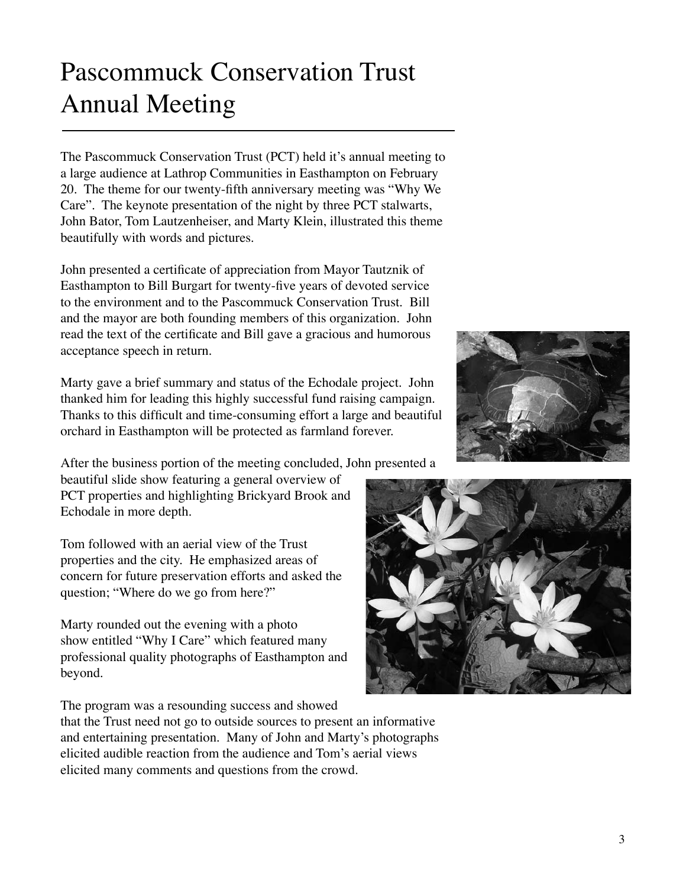# Pascommuck Conservation Trust Annual Meeting

The Pascommuck Conservation Trust (PCT) held it's annual meeting to a large audience at Lathrop Communities in Easthampton on February 20. The theme for our twenty-fifth anniversary meeting was "Why We Care". The keynote presentation of the night by three PCT stalwarts, John Bator, Tom Lautzenheiser, and Marty Klein, illustrated this theme beautifully with words and pictures.

John presented a certificate of appreciation from Mayor Tautznik of Easthampton to Bill Burgart for twenty-five years of devoted service to the environment and to the Pascommuck Conservation Trust. Bill and the mayor are both founding members of this organization. John read the text of the certificate and Bill gave a gracious and humorous acceptance speech in return.

Marty gave a brief summary and status of the Echodale project. John thanked him for leading this highly successful fund raising campaign. Thanks to this difficult and time-consuming effort a large and beautiful orchard in Easthampton will be protected as farmland forever.

After the business portion of the meeting concluded, John presented a beautiful slide show featuring a general overview of PCT properties and highlighting Brickyard Brook and Echodale in more depth.

Tom followed with an aerial view of the Trust properties and the city. He emphasized areas of concern for future preservation efforts and asked the question; "Where do we go from here?"

Marty rounded out the evening with a photo show entitled "Why I Care" which featured many professional quality photographs of Easthampton and beyond.

The program was a resounding success and showed that the Trust need not go to outside sources to present an informative and entertaining presentation. Many of John and Marty's photographs elicited audible reaction from the audience and Tom's aerial views elicited many comments and questions from the crowd.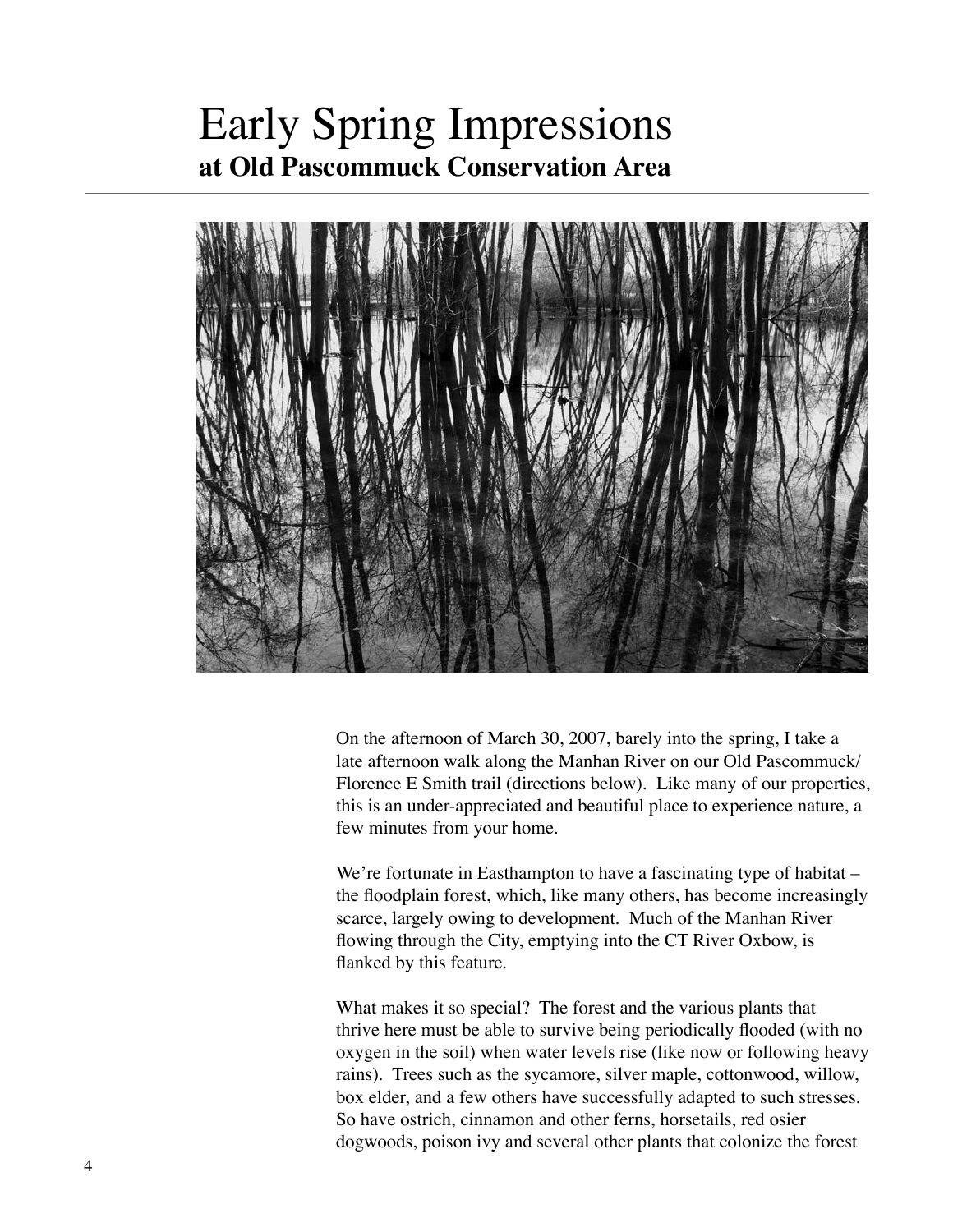# Early Spring Impressions
## at Old Pascommuck Conservation Area

On the afternoon of March 30, 2007, barely into the spring, I take a late afternoon walk along the Manhan River on our Old Pascommuck/ Florence E Smith trail (directions below). Like many of our properties, this is an under-appreciated and beautiful place to experience nature, a few minutes from your home.

We're fortunate in Easthampton to have a fascinating type of habitat – the floodplain forest, which, like many others, has become increasingly scarce, largely owing to development. Much of the Manhan River flowing through the City, emptying into the CT River Oxbow, is flanked by this feature.

What makes it so special? The forest and the various plants that thrive here must be able to survive being periodically flooded (with no oxygen in the soil) when water levels rise (like now or following heavy rains). Trees such as the sycamore, silver maple, cottonwood, willow, box elder, and a few others have successfully adapted to such stresses. So have ostrich, cinnamon and other ferns, horsetails, red osier dogwoods, poison ivy and several other plants that colonize the forest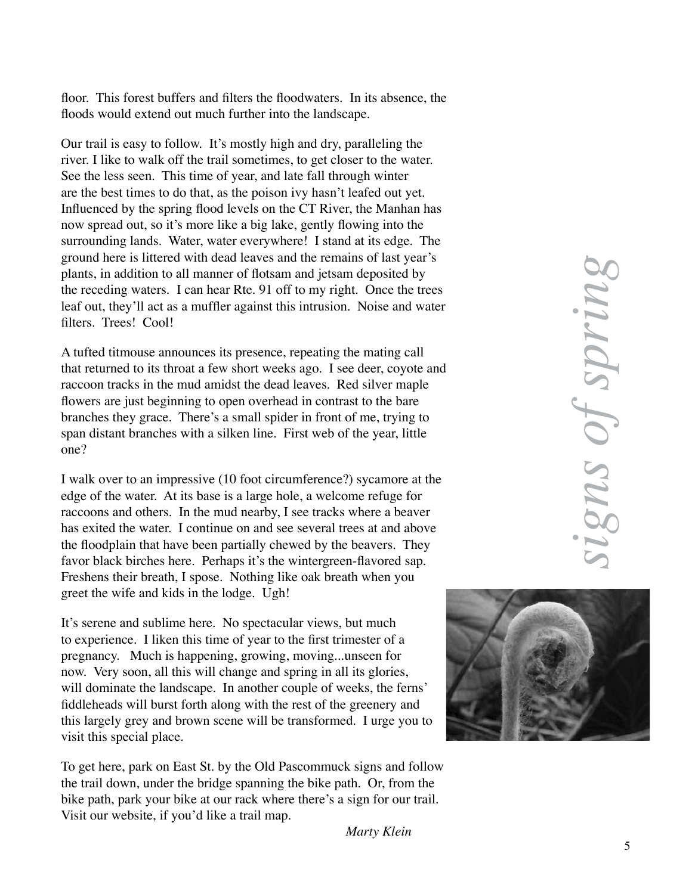floor. This forest buffers and filters the floodwaters. In its absence, the floods would extend out much further into the landscape.

Our trail is easy to follow. It's mostly high and dry, paralleling the river. I like to walk off the trail sometimes, to get closer to the water. See the less seen. This time of year, and late fall through winter are the best times to do that, as the poison ivy hasn't leafed out yet. Influenced by the spring flood levels on the CT River, the Manhan has now spread out, so it's more like a big lake, gently flowing into the surrounding lands. Water, water everywhere! I stand at its edge. The ground here is littered with dead leaves and the remains of last year's plants, in addition to all manner of flotsam and jetsam deposited by the receding waters. I can hear Rte. 91 off to my right. Once the trees leaf out, they'll act as a muffler against this intrusion. Noise and water filters. Trees! Cool!

A tufted titmouse announces its presence, repeating the mating call that returned to its throat a few short weeks ago. I see deer, coyote and raccoon tracks in the mud amidst the dead leaves. Red silver maple flowers are just beginning to open overhead in contrast to the bare branches they grace. There's a small spider in front of me, trying to span distant branches with a silken line. First web of the year, little one?

I walk over to an impressive (10 foot circumference?) sycamore at the edge of the water. At its base is a large hole, a welcome refuge for raccoons and others. In the mud nearby, I see tracks where a beaver has exited the water. I continue on and see several trees at and above the floodplain that have been partially chewed by the beavers. They favor black birches here. Perhaps it's the wintergreen-flavored sap. Freshens their breath, I spose. Nothing like oak breath when you greet the wife and kids in the lodge. Ugh!

It's serene and sublime here. No spectacular views, but much to experience. I liken this time of year to the first trimester of a pregnancy. Much is happening, growing, moving...unseen for now. Very soon, all this will change and spring in all its glories, will dominate the landscape. In another couple of weeks, the ferns' fiddleheads will burst forth along with the rest of the greenery and this largely grey and brown scene will be transformed. I urge you to visit this special place.

To get here, park on East St. by the Old Pascommuck signs and follow the trail down, under the bridge spanning the bike path. Or, from the bike path, park your bike at our rack where there's a sign for our trail. Visit our website, if you'd like a trail map.

*Marty Klein*

*signs of spring*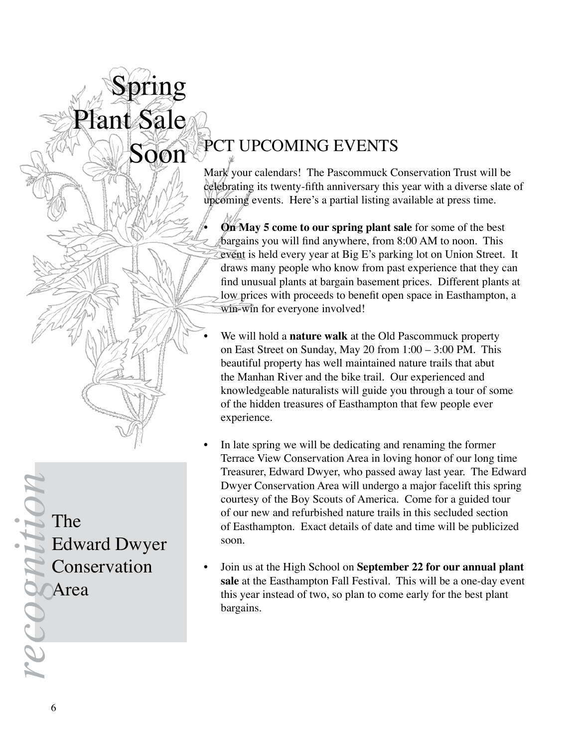# Spring Plant Sale Soon

## PCT UPCOMING EVENTS

Mark your calendars! The Pascommuck Conservation Trust will be celebrating its twenty-fifth anniversary this year with a diverse slate of upcoming events. Here's a partial listing available at press time.

- **On May 5 come to our spring plant sale** for some of the best bargains you will find anywhere, from 8:00 AM to noon. This event is held every year at Big E's parking lot on Union Street. It draws many people who know from past experience that they can find unusual plants at bargain basement prices. Different plants at low prices with proceeds to benefit open space in Easthampton, a win-win for everyone involved!

- We will hold a **nature walk** at the Old Pascommuck property on East Street on Sunday, May 20 from 1:00 – 3:00 PM. This beautiful property has well maintained nature trails that abut the Manhan River and the bike trail. Our experienced and knowledgeable naturalists will guide you through a tour of some of the hidden treasures of Easthampton that few people ever experience.

- In late spring we will be dedicating and renaming the former Terrace View Conservation Area in loving honor of our long time Treasurer, Edward Dwyer, who passed away last year. The Edward Dwyer Conservation Area will undergo a major facelift this spring courtesy of the Boy Scouts of America. Come for a guided tour of our new and refurbished nature trails in this secluded section of Easthampton. Exact details of date and time will be publicized soon.

- Join us at the High School on **September 22 for our annual plant sale** at the Easthampton Fall Festival. This will be a one-day event this year instead of two, so plan to come early for the best plant bargains.

*recognition*

The Edward Dwyer Conservation Area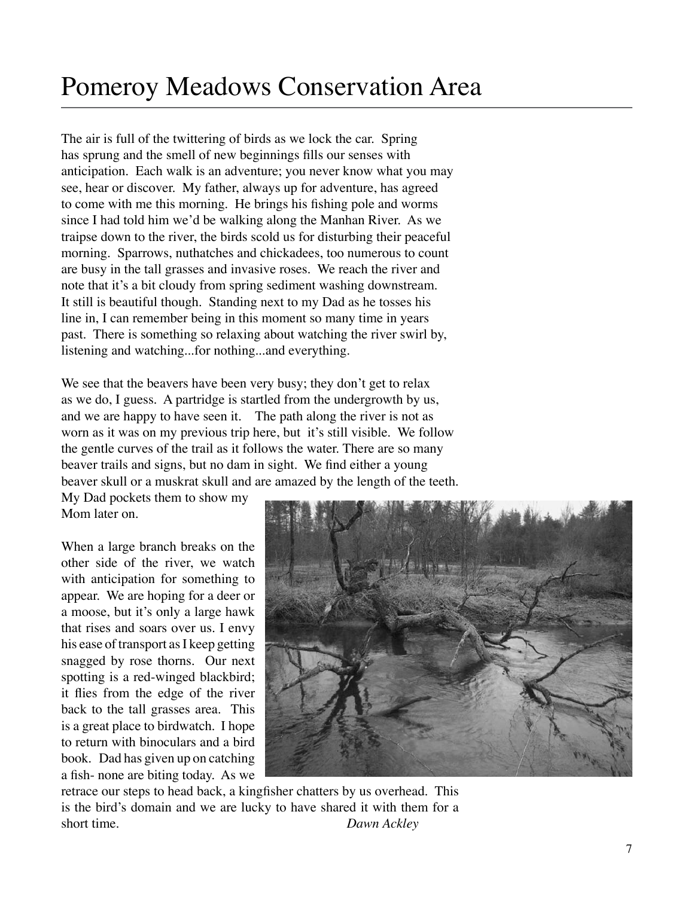# Pomeroy Meadows Conservation Area

The air is full of the twittering of birds as we lock the car. Spring has sprung and the smell of new beginnings fills our senses with anticipation. Each walk is an adventure; you never know what you may see, hear or discover. My father, always up for adventure, has agreed to come with me this morning. He brings his fishing pole and worms since I had told him we'd be walking along the Manhan River. As we traipse down to the river, the birds scold us for disturbing their peaceful morning. Sparrows, nuthatches and chickadees, too numerous to count are busy in the tall grasses and invasive roses. We reach the river and note that it's a bit cloudy from spring sediment washing downstream. It still is beautiful though. Standing next to my Dad as he tosses his line in, I can remember being in this moment so many time in years past. There is something so relaxing about watching the river swirl by, listening and watching...for nothing...and everything.

We see that the beavers have been very busy; they don't get to relax as we do, I guess. A partridge is startled from the undergrowth by us, and we are happy to have seen it. The path along the river is not as worn as it was on my previous trip here, but it's still visible. We follow the gentle curves of the trail as it follows the water. There are so many beaver trails and signs, but no dam in sight. We find either a young beaver skull or a muskrat skull and are amazed by the length of the teeth. My Dad pockets them to show my Mom later on.

When a large branch breaks on the other side of the river, we watch with anticipation for something to appear. We are hoping for a deer or a moose, but it's only a large hawk that rises and soars over us. I envy his ease of transport as I keep getting snagged by rose thorns. Our next spotting is a red-winged blackbird; it flies from the edge of the river back to the tall grasses area. This is a great place to birdwatch. I hope to return with binoculars and a bird book. Dad has given up on catching a fish- none are biting today. As we retrace our steps to head back, a kingfisher chatters by us overhead. This is the bird's domain and we are lucky to have shared it with them for a short time.

*Dawn Ackley*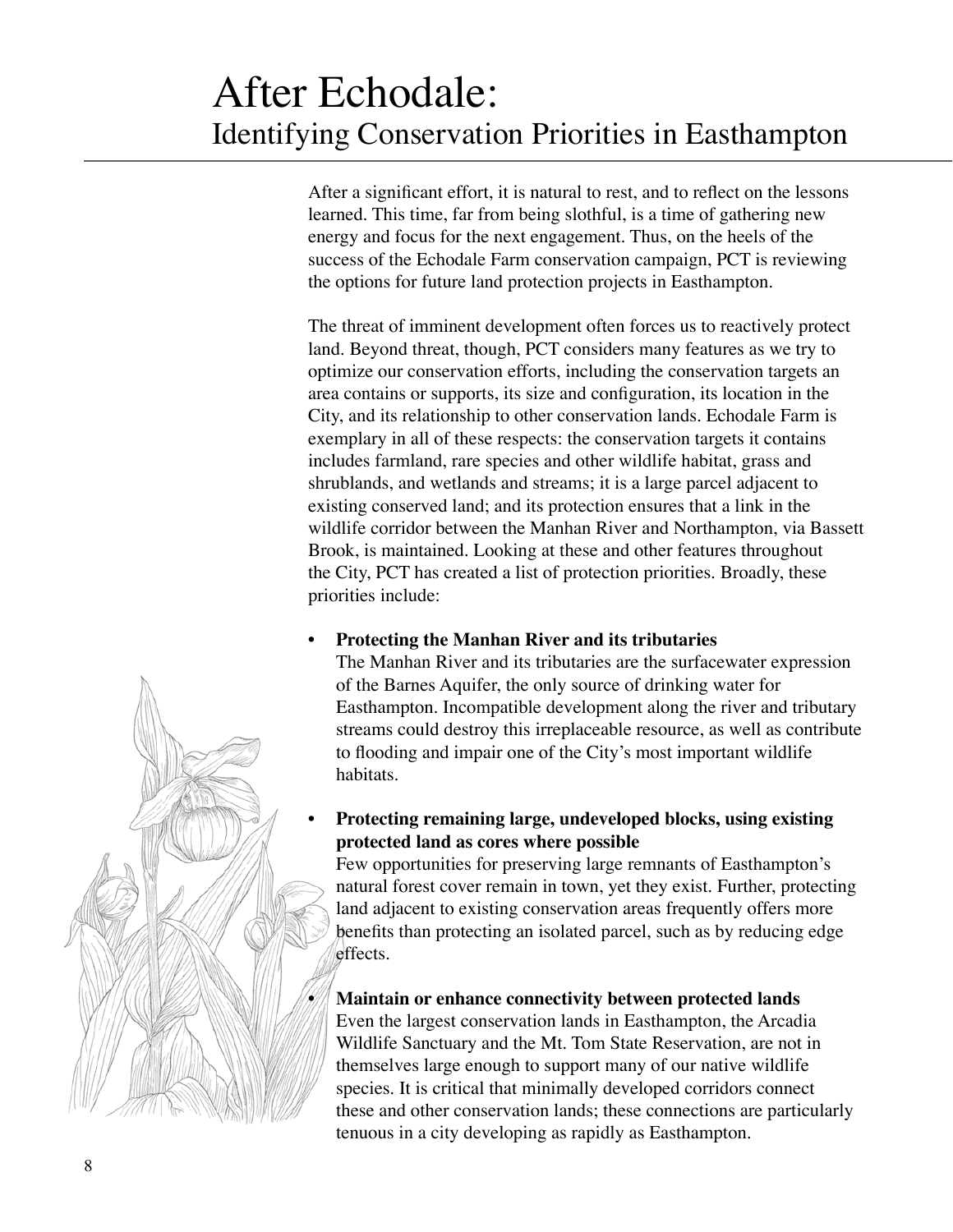# After Echodale:
## Identifying Conservation Priorities in Easthampton

After a significant effort, it is natural to rest, and to reflect on the lessons learned. This time, far from being slothful, is a time of gathering new energy and focus for the next engagement. Thus, on the heels of the success of the Echodale Farm conservation campaign, PCT is reviewing the options for future land protection projects in Easthampton.

The threat of imminent development often forces us to reactively protect land. Beyond threat, though, PCT considers many features as we try to optimize our conservation efforts, including the conservation targets an area contains or supports, its size and configuration, its location in the City, and its relationship to other conservation lands. Echodale Farm is exemplary in all of these respects: the conservation targets it contains includes farmland, rare species and other wildlife habitat, grass and shrublands, and wetlands and streams; it is a large parcel adjacent to existing conserved land; and its protection ensures that a link in the wildlife corridor between the Manhan River and Northampton, via Bassett Brook, is maintained. Looking at these and other features throughout the City, PCT has created a list of protection priorities. Broadly, these priorities include:

- **Protecting the Manhan River and its tributaries**
  The Manhan River and its tributaries are the surfacewater expression of the Barnes Aquifer, the only source of drinking water for Easthampton. Incompatible development along the river and tributary streams could destroy this irreplaceable resource, as well as contribute to flooding and impair one of the City's most important wildlife habitats.

- **Protecting remaining large, undeveloped blocks, using existing protected land as cores where possible**
  Few opportunities for preserving large remnants of Easthampton's natural forest cover remain in town, yet they exist. Further, protecting land adjacent to existing conservation areas frequently offers more benefits than protecting an isolated parcel, such as by reducing edge effects.

- **Maintain or enhance connectivity between protected lands**
  Even the largest conservation lands in Easthampton, the Arcadia Wildlife Sanctuary and the Mt. Tom State Reservation, are not in themselves large enough to support many of our native wildlife species. It is critical that minimally developed corridors connect these and other conservation lands; these connections are particularly tenuous in a city developing as rapidly as Easthampton.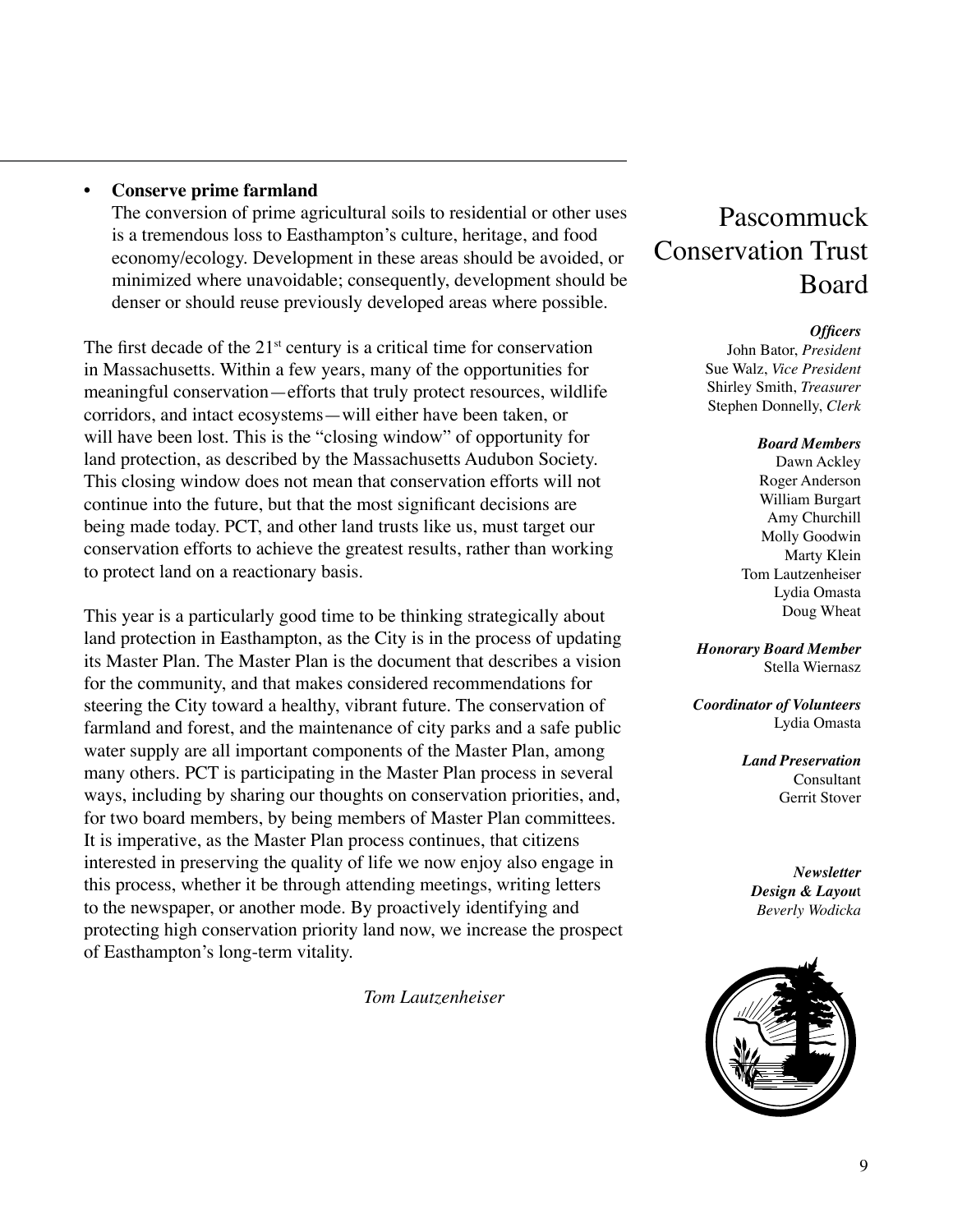- **Conserve prime farmland**
  The conversion of prime agricultural soils to residential or other uses is a tremendous loss to Easthampton's culture, heritage, and food economy/ecology. Development in these areas should be avoided, or minimized where unavoidable; consequently, development should be denser or should reuse previously developed areas where possible.

The first decade of the 21st century is a critical time for conservation in Massachusetts. Within a few years, many of the opportunities for meaningful conservation—efforts that truly protect resources, wildlife corridors, and intact ecosystems—will either have been taken, or will have been lost. This is the "closing window" of opportunity for land protection, as described by the Massachusetts Audubon Society. This closing window does not mean that conservation efforts will not continue into the future, but that the most significant decisions are being made today. PCT, and other land trusts like us, must target our conservation efforts to achieve the greatest results, rather than working to protect land on a reactionary basis.

This year is a particularly good time to be thinking strategically about land protection in Easthampton, as the City is in the process of updating its Master Plan. The Master Plan is the document that describes a vision for the community, and that makes considered recommendations for steering the City toward a healthy, vibrant future. The conservation of farmland and forest, and the maintenance of city parks and a safe public water supply are all important components of the Master Plan, among many others. PCT is participating in the Master Plan process in several ways, including by sharing our thoughts on conservation priorities, and, for two board members, by being members of Master Plan committees. It is imperative, as the Master Plan process continues, that citizens interested in preserving the quality of life we now enjoy also engage in this process, whether it be through attending meetings, writing letters to the newspaper, or another mode. By proactively identifying and protecting high conservation priority land now, we increase the prospect of Easthampton's long-term vitality.

*Tom Lautzenheiser*

# Pascommuck Conservation Trust Board

***Officers***
John Bator, *President*
Sue Walz, *Vice President*
Shirley Smith, *Treasurer*
Stephen Donnelly, *Clerk*

***Board Members***
Dawn Ackley
Roger Anderson
William Burgart
Amy Churchill
Molly Goodwin
Marty Klein
Tom Lautzenheiser
Lydia Omasta
Doug Wheat

***Honorary Board Member***
Stella Wiernasz

***Coordinator of Volunteers***
Lydia Omasta

***Land Preservation***
Consultant
Gerrit Stover

***Newsletter Design & Layout***
*Beverly Wodicka*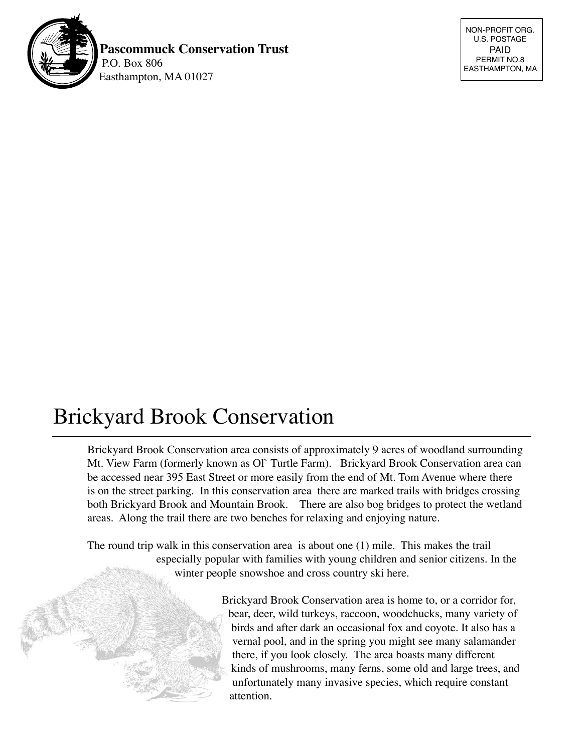**Pascommuck Conservation Trust**
P.O. Box 806
Easthampton, MA 01027

NON-PROFIT ORG.
U.S. POSTAGE
PAID
PERMIT NO.8
EASTHAMPTON, MA

# Brickyard Brook Conservation

Brickyard Brook Conservation area consists of approximately 9 acres of woodland surrounding Mt. View Farm (formerly known as Ol` Turtle Farm). Brickyard Brook Conservation area can be accessed near 395 East Street or more easily from the end of Mt. Tom Avenue where there is on the street parking. In this conservation area there are marked trails with bridges crossing both Brickyard Brook and Mountain Brook. There are also bog bridges to protect the wetland areas. Along the trail there are two benches for relaxing and enjoying nature.

The round trip walk in this conservation area is about one (1) mile. This makes the trail especially popular with families with young children and senior citizens. In the winter people snowshoe and cross country ski here.

Brickyard Brook Conservation area is home to, or a corridor for, bear, deer, wild turkeys, raccoon, woodchucks, many variety of birds and after dark an occasional fox and coyote. It also has a vernal pool, and in the spring you might see many salamander there, if you look closely. The area boasts many different kinds of mushrooms, many ferns, some old and large trees, and unfortunately many invasive species, which require constant attention.